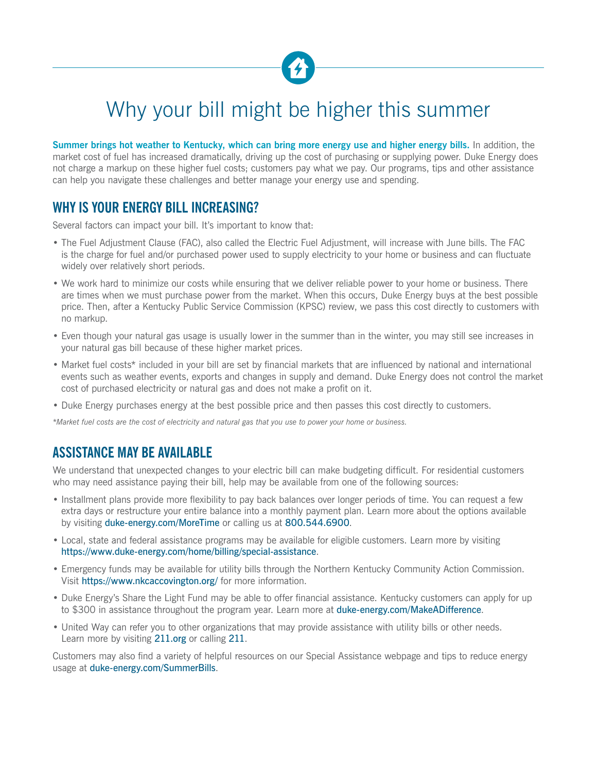# Why your bill might be higher this summer

**Summer brings hot weather to Kentucky, which can bring more energy use and higher energy bills.** In addition, the market cost of fuel has increased dramatically, driving up the cost of purchasing or supplying power. Duke Energy does not charge a markup on these higher fuel costs; customers pay what we pay. Our programs, tips and other assistance can help you navigate these challenges and better manage your energy use and spending.

## WHY IS YOUR ENERGY BILL INCREASING?

Several factors can impact your bill. It's important to know that:

- The Fuel Adjustment Clause (FAC), also called the Electric Fuel Adjustment, will increase with June bills. The FAC is the charge for fuel and/or purchased power used to supply electricity to your home or business and can fluctuate widely over relatively short periods.
- We work hard to minimize our costs while ensuring that we deliver reliable power to your home or business. There are times when we must purchase power from the market. When this occurs, Duke Energy buys at the best possible price. Then, after a Kentucky Public Service Commission (KPSC) review, we pass this cost directly to customers with no markup.
- Even though your natural gas usage is usually lower in the summer than in the winter, you may still see increases in your natural gas bill because of these higher market prices.
- Market fuel costs* included in your bill are set by financial markets that are influenced by national and international events such as weather events, exports and changes in supply and demand. Duke Energy does not control the market cost of purchased electricity or natural gas and does not make a profit on it.
- Duke Energy purchases energy at the best possible price and then passes this cost directly to customers.

*\*Market fuel costs are the cost of electricity and natural gas that you use to power your home or business.*

## ASSISTANCE MAY BE AVAILABLE

We understand that unexpected changes to your electric bill can make budgeting difficult. For residential customers who may need assistance paying their bill, help may be available from one of the following sources:

- Installment plans provide more flexibility to pay back balances over longer periods of time. You can request a few extra days or restructure your entire balance into a monthly payment plan. Learn more about the options available by visiting duke-energy.com/MoreTime or calling us at 800.544.6900.
- Local, state and federal assistance programs may be available for eligible customers. Learn more by visiting https://www.duke-energy.com/home/billing/special-assistance.
- Emergency funds may be available for utility bills through the Northern Kentucky Community Action Commission. Visit https://www.nkcaccovington.org/ for more information.
- Duke Energy's Share the Light Fund may be able to offer financial assistance. Kentucky customers can apply for up to $300 in assistance throughout the program year. Learn more at duke-energy.com/MakeADifference.
- United Way can refer you to other organizations that may provide assistance with utility bills or other needs. Learn more by visiting 211.org or calling 211.

Customers may also find a variety of helpful resources on our Special Assistance webpage and tips to reduce energy usage at duke-energy.com/SummerBills.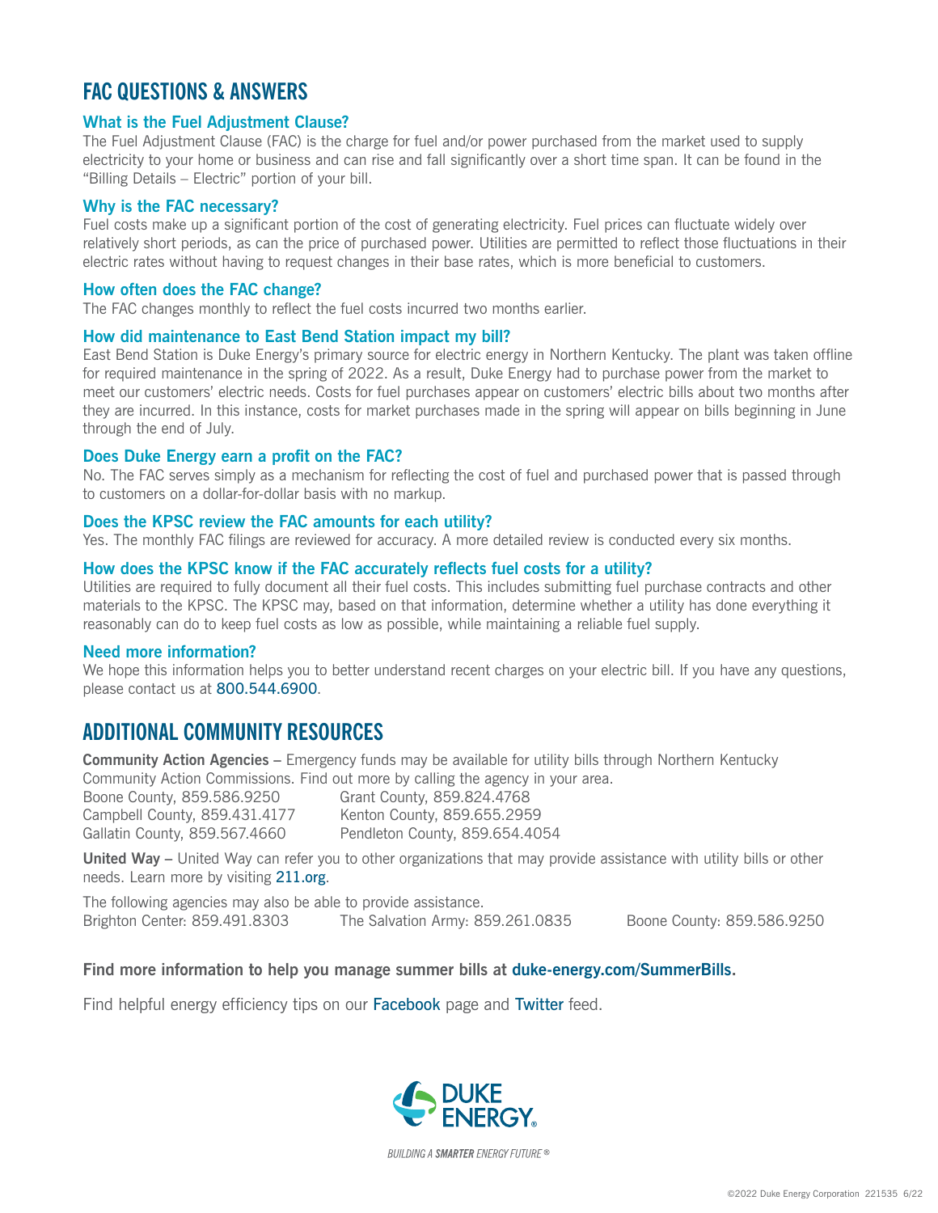## FAC QUESTIONS & ANSWERS

### What is the Fuel Adjustment Clause?

The Fuel Adjustment Clause (FAC) is the charge for fuel and/or power purchased from the market used to supply electricity to your home or business and can rise and fall significantly over a short time span. It can be found in the "Billing Details – Electric" portion of your bill.

### Why is the FAC necessary?

Fuel costs make up a significant portion of the cost of generating electricity. Fuel prices can fluctuate widely over relatively short periods, as can the price of purchased power. Utilities are permitted to reflect those fluctuations in their electric rates without having to request changes in their base rates, which is more beneficial to customers.

### How often does the FAC change?

The FAC changes monthly to reflect the fuel costs incurred two months earlier.

### How did maintenance to East Bend Station impact my bill?

East Bend Station is Duke Energy's primary source for electric energy in Northern Kentucky. The plant was taken offline for required maintenance in the spring of 2022. As a result, Duke Energy had to purchase power from the market to meet our customers' electric needs. Costs for fuel purchases appear on customers' electric bills about two months after they are incurred. In this instance, costs for market purchases made in the spring will appear on bills beginning in June through the end of July.

### Does Duke Energy earn a profit on the FAC?

No. The FAC serves simply as a mechanism for reflecting the cost of fuel and purchased power that is passed through to customers on a dollar-for-dollar basis with no markup.

### Does the KPSC review the FAC amounts for each utility?

Yes. The monthly FAC filings are reviewed for accuracy. A more detailed review is conducted every six months.

### How does the KPSC know if the FAC accurately reflects fuel costs for a utility?

Utilities are required to fully document all their fuel costs. This includes submitting fuel purchase contracts and other materials to the KPSC. The KPSC may, based on that information, determine whether a utility has done everything it reasonably can do to keep fuel costs as low as possible, while maintaining a reliable fuel supply.

### Need more information?

We hope this information helps you to better understand recent charges on your electric bill. If you have any questions, please contact us at 800.544.6900.

## ADDITIONAL COMMUNITY RESOURCES

**Community Action Agencies –** Emergency funds may be available for utility bills through Northern Kentucky Community Action Commissions. Find out more by calling the agency in your area.

Boone County, 859.586.9250
Campbell County, 859.431.4177
Gallatin County, 859.567.4660
Grant County, 859.824.4768
Kenton County, 859.655.2959
Pendleton County, 859.654.4054

**United Way –** United Way can refer you to other organizations that may provide assistance with utility bills or other needs. Learn more by visiting 211.org.

The following agencies may also be able to provide assistance.

Brighton Center: 859.491.8303
The Salvation Army: 859.261.0835
Boone County: 859.586.9250

**Find more information to help you manage summer bills at duke-energy.com/SummerBills.**

Find helpful energy efficiency tips on our Facebook page and Twitter feed.

DUKE ENERGY

*BUILDING A SMARTER ENERGY FUTURE ®*

©2022 Duke Energy Corporation 221535 6/22